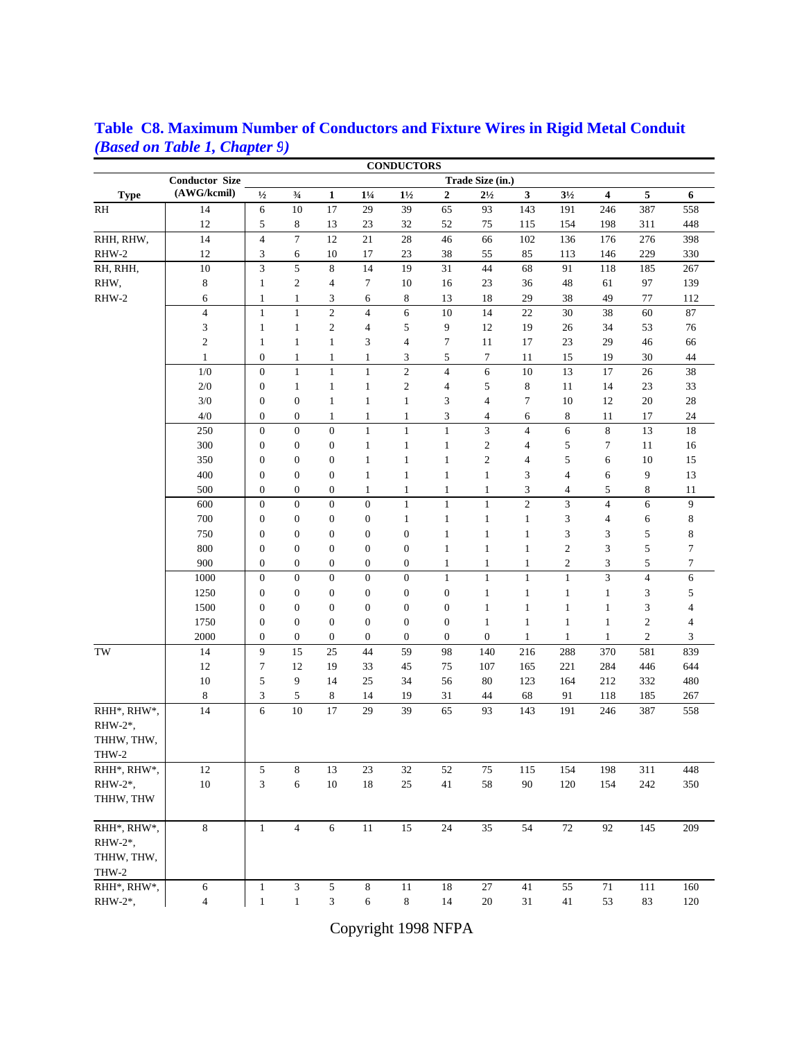## Table C8. Maximum Number of Conductors and Fixture Wires in Rigid Metal Conduit *(Based on Table 1, Chapter 9)*

| CONDUCTORS | | | | | | | | | | | | | |
|---|---|---|---|---|---|---|---|---|---|---|---|---|---|
| | **Conductor Size** | **Trade Size (in.)** | | | | | | | | | | | |
| **Type** | **(AWG/kcmil)** | **½** | **¾** | **1** | **1¼** | **1½** | **2** | **2½** | **3** | **3½** | **4** | **5** | **6** |
| RH | 14 | 6 | 10 | 17 | 29 | 39 | 65 | 93 | 143 | 191 | 246 | 387 | 558 |
| | 12 | 5 | 8 | 13 | 23 | 32 | 52 | 75 | 115 | 154 | 198 | 311 | 448 |
| RHH, RHW, RHW-2 | 14 | 4 | 7 | 12 | 21 | 28 | 46 | 66 | 102 | 136 | 176 | 276 | 398 |
| | 12 | 3 | 6 | 10 | 17 | 23 | 38 | 55 | 85 | 113 | 146 | 229 | 330 |
| RH, RHH, RHW, RHW-2 | 10 | 3 | 5 | 8 | 14 | 19 | 31 | 44 | 68 | 91 | 118 | 185 | 267 |
| | 8 | 1 | 2 | 4 | 7 | 10 | 16 | 23 | 36 | 48 | 61 | 97 | 139 |
| | 6 | 1 | 1 | 3 | 6 | 8 | 13 | 18 | 29 | 38 | 49 | 77 | 112 |
| | 4 | 1 | 1 | 2 | 4 | 6 | 10 | 14 | 22 | 30 | 38 | 60 | 87 |
| | 3 | 1 | 1 | 2 | 4 | 5 | 9 | 12 | 19 | 26 | 34 | 53 | 76 |
| | 2 | 1 | 1 | 1 | 3 | 4 | 7 | 11 | 17 | 23 | 29 | 46 | 66 |
| | 1 | 0 | 1 | 1 | 1 | 3 | 5 | 7 | 11 | 15 | 19 | 30 | 44 |
| | 1/0 | 0 | 1 | 1 | 1 | 2 | 4 | 6 | 10 | 13 | 17 | 26 | 38 |
| | 2/0 | 0 | 1 | 1 | 1 | 2 | 4 | 5 | 8 | 11 | 14 | 23 | 33 |
| | 3/0 | 0 | 0 | 1 | 1 | 1 | 3 | 4 | 7 | 10 | 12 | 20 | 28 |
| | 4/0 | 0 | 0 | 1 | 1 | 1 | 3 | 4 | 6 | 8 | 11 | 17 | 24 |
| | 250 | 0 | 0 | 0 | 1 | 1 | 1 | 3 | 4 | 6 | 8 | 13 | 18 |
| | 300 | 0 | 0 | 0 | 1 | 1 | 1 | 2 | 4 | 5 | 7 | 11 | 16 |
| | 350 | 0 | 0 | 0 | 1 | 1 | 1 | 2 | 4 | 5 | 6 | 10 | 15 |
| | 400 | 0 | 0 | 0 | 1 | 1 | 1 | 1 | 3 | 4 | 6 | 9 | 13 |
| | 500 | 0 | 0 | 0 | 1 | 1 | 1 | 1 | 3 | 4 | 5 | 8 | 11 |
| | 600 | 0 | 0 | 0 | 0 | 1 | 1 | 1 | 2 | 3 | 4 | 6 | 9 |
| | 700 | 0 | 0 | 0 | 0 | 1 | 1 | 1 | 1 | 3 | 4 | 6 | 8 |
| | 750 | 0 | 0 | 0 | 0 | 0 | 1 | 1 | 1 | 3 | 3 | 5 | 8 |
| | 800 | 0 | 0 | 0 | 0 | 0 | 1 | 1 | 1 | 2 | 3 | 5 | 7 |
| | 900 | 0 | 0 | 0 | 0 | 0 | 1 | 1 | 1 | 2 | 3 | 5 | 7 |
| | 1000 | 0 | 0 | 0 | 0 | 0 | 1 | 1 | 1 | 1 | 3 | 4 | 6 |
| | 1250 | 0 | 0 | 0 | 0 | 0 | 0 | 1 | 1 | 1 | 1 | 3 | 5 |
| | 1500 | 0 | 0 | 0 | 0 | 0 | 0 | 1 | 1 | 1 | 1 | 3 | 4 |
| | 1750 | 0 | 0 | 0 | 0 | 0 | 0 | 1 | 1 | 1 | 1 | 2 | 4 |
| | 2000 | 0 | 0 | 0 | 0 | 0 | 0 | 0 | 1 | 1 | 1 | 2 | 3 |
| TW | 14 | 9 | 15 | 25 | 44 | 59 | 98 | 140 | 216 | 288 | 370 | 581 | 839 |
| | 12 | 7 | 12 | 19 | 33 | 45 | 75 | 107 | 165 | 221 | 284 | 446 | 644 |
| | 10 | 5 | 9 | 14 | 25 | 34 | 56 | 80 | 123 | 164 | 212 | 332 | 480 |
| | 8 | 3 | 5 | 8 | 14 | 19 | 31 | 44 | 68 | 91 | 118 | 185 | 267 |
| RHH*, RHW*, RHW-2*, THHW, THW, THW-2 | 14 | 6 | 10 | 17 | 29 | 39 | 65 | 93 | 143 | 191 | 246 | 387 | 558 |
| RHH*, RHW*, RHW-2*, THHW, THW | 12 | 5 | 8 | 13 | 23 | 32 | 52 | 75 | 115 | 154 | 198 | 311 | 448 |
| | 10 | 3 | 6 | 10 | 18 | 25 | 41 | 58 | 90 | 120 | 154 | 242 | 350 |
| RHH*, RHW*, RHW-2*, THHW, THW, THW-2 | 8 | 1 | 4 | 6 | 11 | 15 | 24 | 35 | 54 | 72 | 92 | 145 | 209 |
| RHH*, RHW*, RHW-2*, | 6 | 1 | 3 | 5 | 8 | 11 | 18 | 27 | 41 | 55 | 71 | 111 | 160 |
| | 4 | 1 | 1 | 3 | 6 | 8 | 14 | 20 | 31 | 41 | 53 | 83 | 120 |

Copyright 1998 NFPA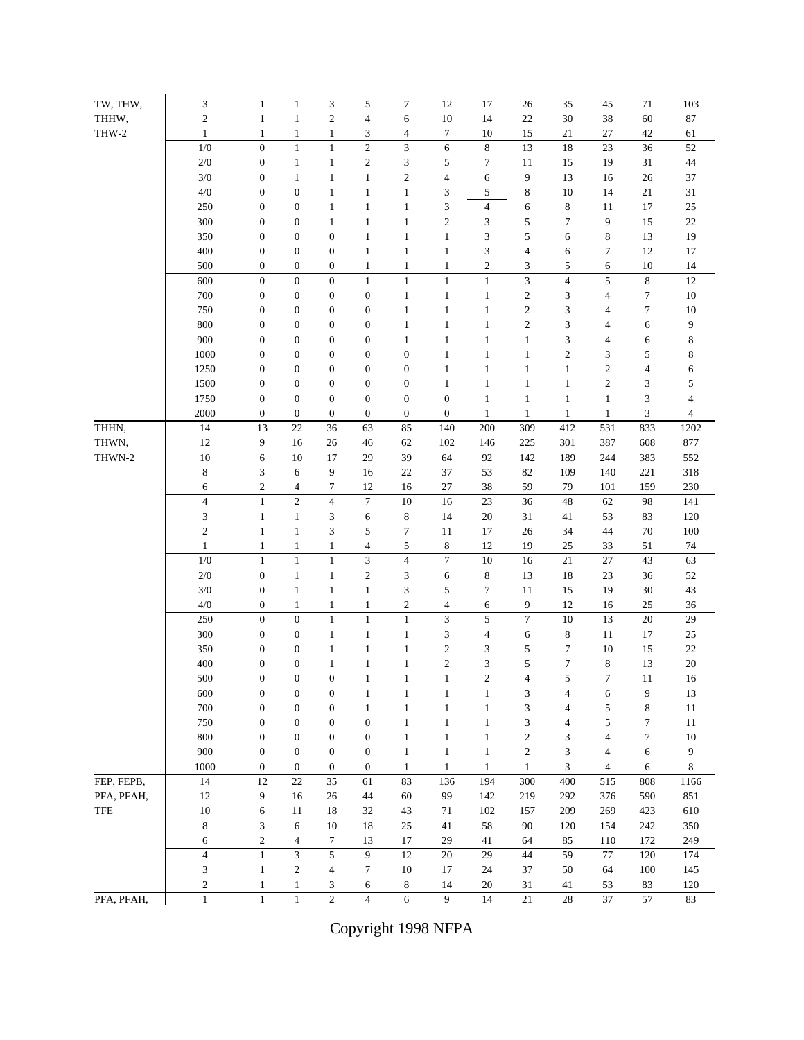| | | | | | | | | | | | | | |
|---|---|---|---|---|---|---|---|---|---|---|---|---|---|
| TW, THW, THHW, THW-2 | 3 | 1 | 1 | 3 | 5 | 7 | 12 | 17 | 26 | 35 | 45 | 71 | 103 |
| | 2 | 1 | 1 | 2 | 4 | 6 | 10 | 14 | 22 | 30 | 38 | 60 | 87 |
| | 1 | 1 | 1 | 1 | 3 | 4 | 7 | 10 | 15 | 21 | 27 | 42 | 61 |
| | 1/0 | 0 | 1 | 1 | 2 | 3 | 6 | 8 | 13 | 18 | 23 | 36 | 52 |
| | 2/0 | 0 | 1 | 1 | 2 | 3 | 5 | 7 | 11 | 15 | 19 | 31 | 44 |
| | 3/0 | 0 | 1 | 1 | 1 | 2 | 4 | 6 | 9 | 13 | 16 | 26 | 37 |
| | 4/0 | 0 | 0 | 1 | 1 | 1 | 3 | 5 | 8 | 10 | 14 | 21 | 31 |
| | 250 | 0 | 0 | 1 | 1 | 1 | 3 | 4 | 6 | 8 | 11 | 17 | 25 |
| | 300 | 0 | 0 | 1 | 1 | 1 | 2 | 3 | 5 | 7 | 9 | 15 | 22 |
| | 350 | 0 | 0 | 0 | 1 | 1 | 1 | 3 | 5 | 6 | 8 | 13 | 19 |
| | 400 | 0 | 0 | 0 | 1 | 1 | 1 | 3 | 4 | 6 | 7 | 12 | 17 |
| | 500 | 0 | 0 | 0 | 1 | 1 | 1 | 2 | 3 | 5 | 6 | 10 | 14 |
| | 600 | 0 | 0 | 0 | 1 | 1 | 1 | 1 | 3 | 4 | 5 | 8 | 12 |
| | 700 | 0 | 0 | 0 | 0 | 1 | 1 | 1 | 2 | 3 | 4 | 7 | 10 |
| | 750 | 0 | 0 | 0 | 0 | 1 | 1 | 1 | 2 | 3 | 4 | 7 | 10 |
| | 800 | 0 | 0 | 0 | 0 | 1 | 1 | 1 | 2 | 3 | 4 | 6 | 9 |
| | 900 | 0 | 0 | 0 | 0 | 1 | 1 | 1 | 1 | 3 | 4 | 6 | 8 |
| | 1000 | 0 | 0 | 0 | 0 | 0 | 1 | 1 | 1 | 2 | 3 | 5 | 8 |
| | 1250 | 0 | 0 | 0 | 0 | 0 | 0 | 1 | 1 | 1 | 2 | 4 | 6 |
| | 1500 | 0 | 0 | 0 | 0 | 0 | 1 | 1 | 1 | 1 | 2 | 3 | 5 |
| | 1750 | 0 | 0 | 0 | 0 | 0 | 0 | 1 | 1 | 1 | 1 | 3 | 4 |
| | 2000 | 0 | 0 | 0 | 0 | 0 | 0 | 1 | 1 | 1 | 1 | 3 | 4 |
| THHN, THWN, THWN-2 | 14 | 13 | 22 | 36 | 63 | 85 | 140 | 200 | 309 | 412 | 531 | 833 | 1202 |
| | 12 | 9 | 16 | 26 | 46 | 62 | 102 | 146 | 225 | 301 | 387 | 608 | 877 |
| | 10 | 6 | 10 | 17 | 29 | 39 | 64 | 92 | 142 | 189 | 244 | 383 | 552 |
| | 8 | 3 | 6 | 9 | 16 | 22 | 37 | 53 | 82 | 109 | 140 | 221 | 318 |
| | 6 | 2 | 4 | 7 | 12 | 16 | 27 | 38 | 59 | 79 | 101 | 159 | 230 |
| | 4 | 1 | 2 | 4 | 7 | 10 | 16 | 23 | 36 | 48 | 62 | 98 | 141 |
| | 3 | 1 | 1 | 3 | 6 | 8 | 14 | 20 | 31 | 41 | 53 | 83 | 120 |
| | 2 | 1 | 1 | 3 | 5 | 7 | 11 | 17 | 26 | 34 | 44 | 70 | 100 |
| | 1 | 1 | 1 | 1 | 4 | 5 | 8 | 12 | 19 | 25 | 33 | 51 | 74 |
| | 1/0 | 1 | 1 | 1 | 3 | 4 | 7 | 10 | 16 | 21 | 27 | 43 | 63 |
| | 2/0 | 0 | 1 | 1 | 2 | 3 | 6 | 8 | 13 | 18 | 23 | 36 | 52 |
| | 3/0 | 0 | 1 | 1 | 1 | 3 | 5 | 7 | 11 | 15 | 19 | 30 | 43 |
| | 4/0 | 0 | 1 | 1 | 1 | 2 | 4 | 6 | 9 | 12 | 16 | 25 | 36 |
| | 250 | 0 | 0 | 1 | 1 | 1 | 3 | 5 | 7 | 10 | 13 | 20 | 29 |
| | 300 | 0 | 0 | 1 | 1 | 1 | 3 | 4 | 6 | 8 | 11 | 17 | 25 |
| | 350 | 0 | 0 | 1 | 1 | 1 | 2 | 3 | 5 | 7 | 10 | 15 | 22 |
| | 400 | 0 | 0 | 1 | 1 | 1 | 2 | 3 | 5 | 7 | 8 | 13 | 20 |
| | 500 | 0 | 0 | 0 | 1 | 1 | 1 | 2 | 4 | 5 | 7 | 11 | 16 |
| | 600 | 0 | 0 | 0 | 1 | 1 | 1 | 1 | 3 | 4 | 6 | 9 | 13 |
| | 700 | 0 | 0 | 0 | 1 | 1 | 1 | 1 | 3 | 4 | 5 | 8 | 11 |
| | 750 | 0 | 0 | 0 | 0 | 1 | 1 | 1 | 3 | 4 | 5 | 7 | 11 |
| | 800 | 0 | 0 | 0 | 0 | 1 | 1 | 1 | 2 | 3 | 4 | 7 | 10 |
| | 900 | 0 | 0 | 0 | 0 | 1 | 1 | 1 | 2 | 3 | 4 | 6 | 9 |
| | 1000 | 0 | 0 | 0 | 0 | 1 | 1 | 1 | 1 | 3 | 4 | 6 | 8 |
| FEP, FEPB, PFA, PFAH, TFE | 14 | 12 | 22 | 35 | 61 | 83 | 136 | 194 | 300 | 400 | 515 | 808 | 1166 |
| | 12 | 9 | 16 | 26 | 44 | 60 | 99 | 142 | 219 | 292 | 376 | 590 | 851 |
| | 10 | 6 | 11 | 18 | 32 | 43 | 71 | 102 | 157 | 209 | 269 | 423 | 610 |
| | 8 | 3 | 6 | 10 | 18 | 25 | 41 | 58 | 90 | 120 | 154 | 242 | 350 |
| | 6 | 2 | 4 | 7 | 13 | 17 | 29 | 41 | 64 | 85 | 110 | 172 | 249 |
| | 4 | 1 | 3 | 5 | 9 | 12 | 20 | 29 | 44 | 59 | 77 | 120 | 174 |
| | 3 | 1 | 2 | 4 | 7 | 10 | 17 | 24 | 37 | 50 | 64 | 100 | 145 |
| | 2 | 1 | 1 | 3 | 6 | 8 | 14 | 20 | 31 | 41 | 53 | 83 | 120 |
| PFA, PFAH, | 1 | 1 | 1 | 2 | 4 | 6 | 9 | 14 | 21 | 28 | 37 | 57 | 83 |

Copyright 1998 NFPA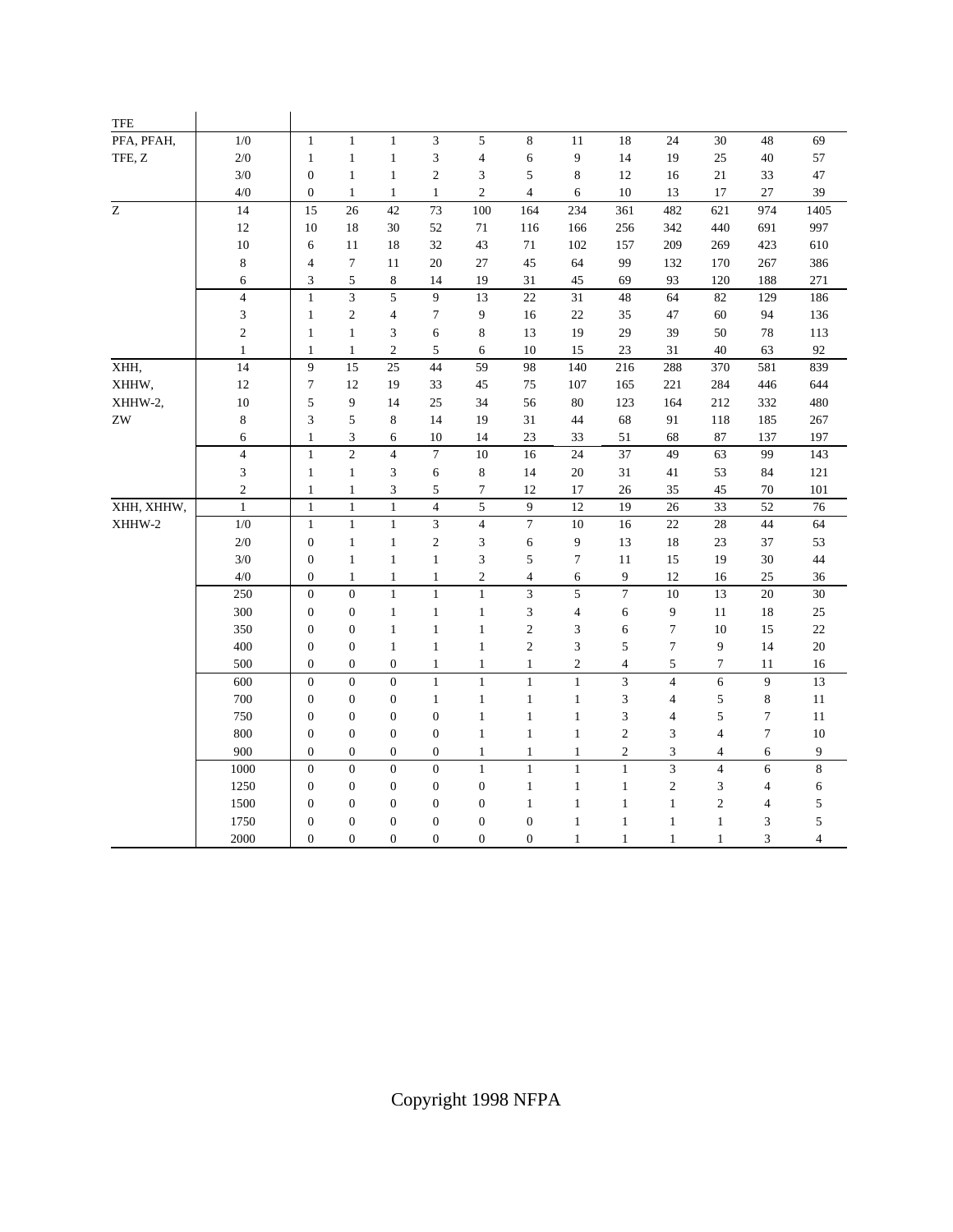| | | | | | | | | | | | | | |
|---|---|---|---|---|---|---|---|---|---|---|---|---|---|
| TFE | | | | | | | | | | | | | |
| PFA, PFAH, TFE, Z | 1/0 | 1 | 1 | 1 | 3 | 5 | 8 | 11 | 18 | 24 | 30 | 48 | 69 |
| | 2/0 | 1 | 1 | 1 | 3 | 4 | 6 | 9 | 14 | 19 | 25 | 40 | 57 |
| | 3/0 | 0 | 1 | 1 | 2 | 3 | 5 | 8 | 12 | 16 | 21 | 33 | 47 |
| | 4/0 | 0 | 1 | 1 | 1 | 2 | 4 | 6 | 10 | 13 | 17 | 27 | 39 |
| Z | 14 | 15 | 26 | 42 | 73 | 100 | 164 | 234 | 361 | 482 | 621 | 974 | 1405 |
| | 12 | 10 | 18 | 30 | 52 | 71 | 116 | 166 | 256 | 342 | 440 | 691 | 997 |
| | 10 | 6 | 11 | 18 | 32 | 43 | 71 | 102 | 157 | 209 | 269 | 423 | 610 |
| | 8 | 4 | 7 | 11 | 20 | 27 | 45 | 64 | 99 | 132 | 170 | 267 | 386 |
| | 6 | 3 | 5 | 8 | 14 | 19 | 31 | 45 | 69 | 93 | 120 | 188 | 271 |
| | 4 | 1 | 3 | 5 | 9 | 13 | 22 | 31 | 48 | 64 | 82 | 129 | 186 |
| | 3 | 1 | 2 | 4 | 7 | 9 | 16 | 22 | 35 | 47 | 60 | 94 | 136 |
| | 2 | 1 | 1 | 3 | 6 | 8 | 13 | 19 | 29 | 39 | 50 | 78 | 113 |
| | 1 | 1 | 1 | 2 | 5 | 6 | 10 | 15 | 23 | 31 | 40 | 63 | 92 |
| XHH, XHHW, XHHW-2, ZW | 14 | 9 | 15 | 25 | 44 | 59 | 98 | 140 | 216 | 288 | 370 | 581 | 839 |
| | 12 | 7 | 12 | 19 | 33 | 45 | 75 | 107 | 165 | 221 | 284 | 446 | 644 |
| | 10 | 5 | 9 | 14 | 25 | 34 | 56 | 80 | 123 | 164 | 212 | 332 | 480 |
| | 8 | 3 | 5 | 8 | 14 | 19 | 31 | 44 | 68 | 91 | 118 | 185 | 267 |
| | 6 | 1 | 3 | 6 | 10 | 14 | 23 | 33 | 51 | 68 | 87 | 137 | 197 |
| | 4 | 1 | 2 | 4 | 7 | 10 | 16 | 24 | 37 | 49 | 63 | 99 | 143 |
| | 3 | 1 | 1 | 3 | 6 | 8 | 14 | 20 | 31 | 41 | 53 | 84 | 121 |
| | 2 | 1 | 1 | 3 | 5 | 7 | 12 | 17 | 26 | 35 | 45 | 70 | 101 |
| XHH, XHHW, XHHW-2 | 1 | 1 | 1 | 1 | 4 | 5 | 9 | 12 | 19 | 26 | 33 | 52 | 76 |
| | 1/0 | 1 | 1 | 1 | 3 | 4 | 7 | 10 | 16 | 22 | 28 | 44 | 64 |
| | 2/0 | 0 | 1 | 1 | 2 | 3 | 6 | 9 | 13 | 18 | 23 | 37 | 53 |
| | 3/0 | 0 | 1 | 1 | 1 | 3 | 5 | 7 | 11 | 15 | 19 | 30 | 44 |
| | 4/0 | 0 | 1 | 1 | 1 | 2 | 4 | 6 | 9 | 12 | 16 | 25 | 36 |
| | 250 | 0 | 0 | 1 | 1 | 1 | 3 | 5 | 7 | 10 | 13 | 20 | 30 |
| | 300 | 0 | 0 | 1 | 1 | 1 | 3 | 4 | 6 | 9 | 11 | 18 | 25 |
| | 350 | 0 | 0 | 1 | 1 | 1 | 2 | 3 | 6 | 7 | 10 | 15 | 22 |
| | 400 | 0 | 0 | 1 | 1 | 1 | 2 | 3 | 5 | 7 | 9 | 14 | 20 |
| | 500 | 0 | 0 | 0 | 1 | 1 | 1 | 2 | 4 | 5 | 7 | 11 | 16 |
| | 600 | 0 | 0 | 0 | 1 | 1 | 1 | 1 | 3 | 4 | 6 | 9 | 13 |
| | 700 | 0 | 0 | 0 | 1 | 1 | 1 | 1 | 3 | 4 | 5 | 8 | 11 |
| | 750 | 0 | 0 | 0 | 0 | 1 | 1 | 1 | 3 | 4 | 5 | 7 | 11 |
| | 800 | 0 | 0 | 0 | 0 | 1 | 1 | 1 | 2 | 3 | 4 | 7 | 10 |
| | 900 | 0 | 0 | 0 | 0 | 1 | 1 | 1 | 2 | 3 | 4 | 6 | 9 |
| | 1000 | 0 | 0 | 0 | 0 | 1 | 1 | 1 | 1 | 3 | 4 | 6 | 8 |
| | 1250 | 0 | 0 | 0 | 0 | 0 | 1 | 1 | 1 | 2 | 3 | 4 | 6 |
| | 1500 | 0 | 0 | 0 | 0 | 0 | 1 | 1 | 1 | 1 | 2 | 4 | 5 |
| | 1750 | 0 | 0 | 0 | 0 | 0 | 0 | 1 | 1 | 1 | 1 | 3 | 5 |
| | 2000 | 0 | 0 | 0 | 0 | 0 | 0 | 1 | 1 | 1 | 1 | 3 | 4 |

Copyright 1998 NFPA